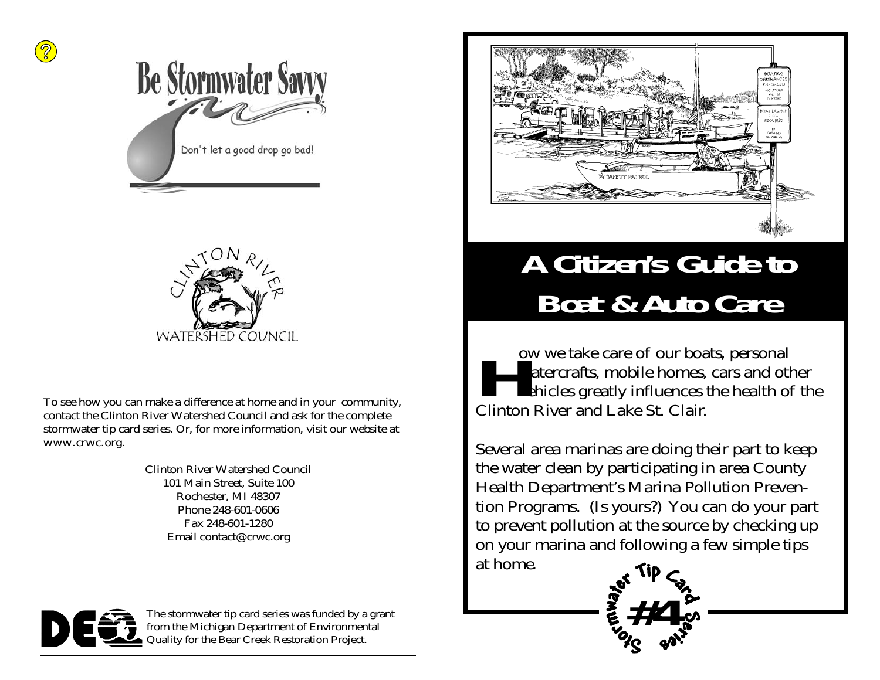# Be Stormwater Savvy

Don't let a good drop go bad!

CLINTON RIVER WATERSHED COUNCIL

To see how you can make a difference at home and in your community, contact the Clinton River Watershed Council and ask for the complete stormwater tip card series. Or, for more information, visit our website at www.crwc.org.

Clinton River Watershed Council
101 Main Street, Suite 100
Rochester, MI 48307
Phone 248-601-0606
Fax 248-601-1280
Email contact@crwc.org

The stormwater tip card series was funded by a grant from the Michigan Department of Environmental Quality for the Bear Creek Restoration Project.

# A Citizen's Guide to Boat & Auto Care

How we take care of our boats, personal watercrafts, mobile homes, cars and other vehicles greatly influences the health of the Clinton River and Lake St. Clair.

Several area marinas are doing their part to keep the water clean by participating in area County Health Department's Marina Pollution Prevention Programs. (Is yours?) You can do your part to prevent pollution at the source by checking up on your marina and following a few simple tips at home.

Stormwater Tip Card Series #4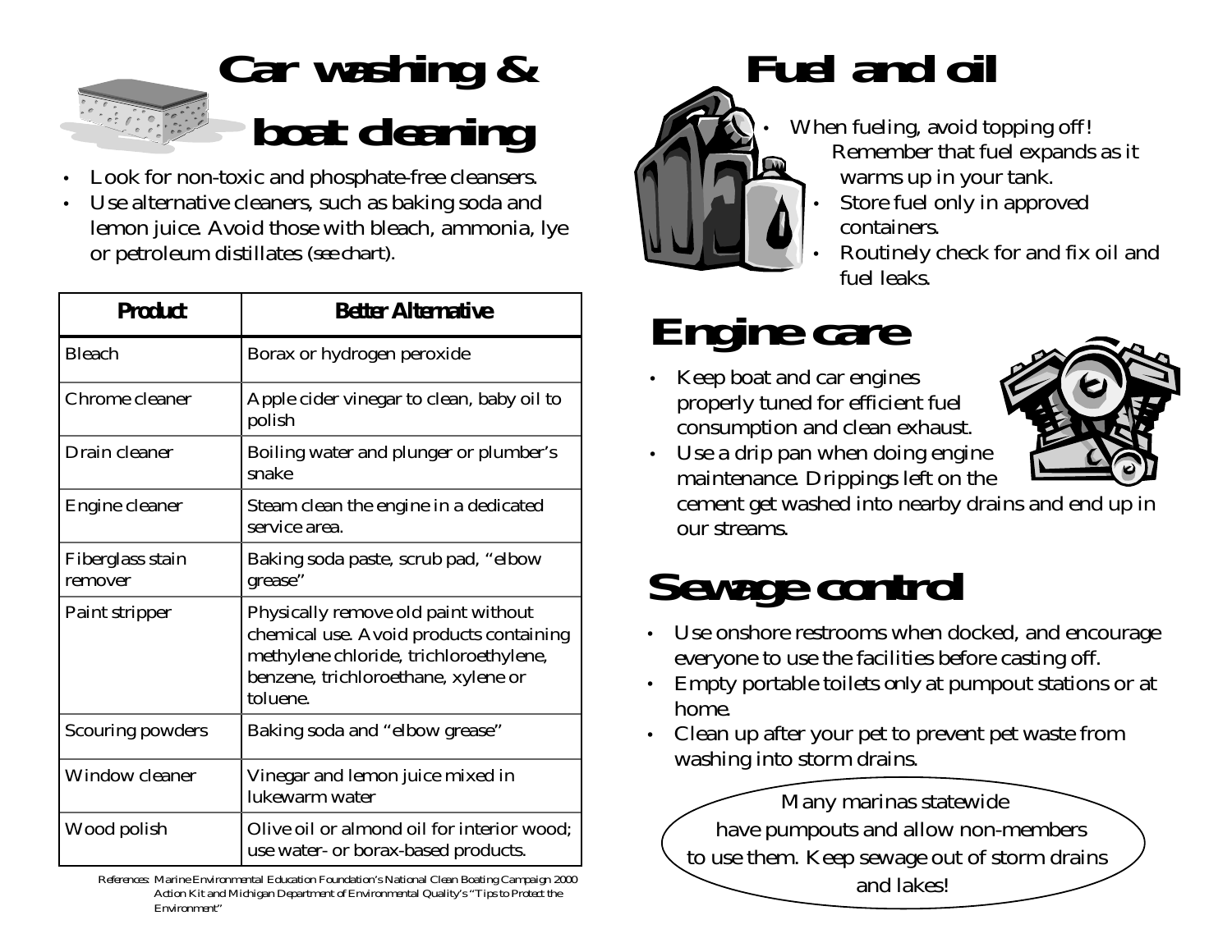# Car washing & boat cleaning

- Look for non-toxic and phosphate-free cleansers.
- Use alternative cleaners, such as baking soda and lemon juice. Avoid those with bleach, ammonia, lye or petroleum distillates (see chart).

| Product | Better Alternative |
| --- | --- |
| Bleach | Borax or hydrogen peroxide |
| Chrome cleaner | Apple cider vinegar to clean, baby oil to polish |
| Drain cleaner | Boiling water and plunger or plumber's snake |
| Engine cleaner | Steam clean the engine in a dedicated service area. |
| Fiberglass stain remover | Baking soda paste, scrub pad, "elbow grease" |
| Paint stripper | Physically remove old paint without chemical use. Avoid products containing methylene chloride, trichloroethylene, benzene, trichloroethane, xylene or toluene. |
| Scouring powders | Baking soda and "elbow grease" |
| Window cleaner | Vinegar and lemon juice mixed in lukewarm water |
| Wood polish | Olive oil or almond oil for interior wood; use water- or borax-based products. |

References: Marine Environmental Education Foundation's National Clean Boating Campaign 2000 Action Kit and Michigan Department of Environmental Quality's "Tips to Protect the Environment"

# Fuel and oil

- When fueling, avoid topping off! Remember that fuel expands as it warms up in your tank.
- Store fuel only in approved containers.
- Routinely check for and fix oil and fuel leaks.

# Engine care

- Keep boat and car engines properly tuned for efficient fuel consumption and clean exhaust.
- Use a drip pan when doing engine maintenance. Drippings left on the cement get washed into nearby drains and end up in our streams.

# Sewage control

- Use onshore restrooms when docked, and encourage everyone to use the facilities before casting off.
- Empty portable toilets only at pumpout stations or at home.
- Clean up after your pet to prevent pet waste from washing into storm drains.

Many marinas statewide have pumpouts and allow non-members to use them. Keep sewage out of storm drains and lakes!